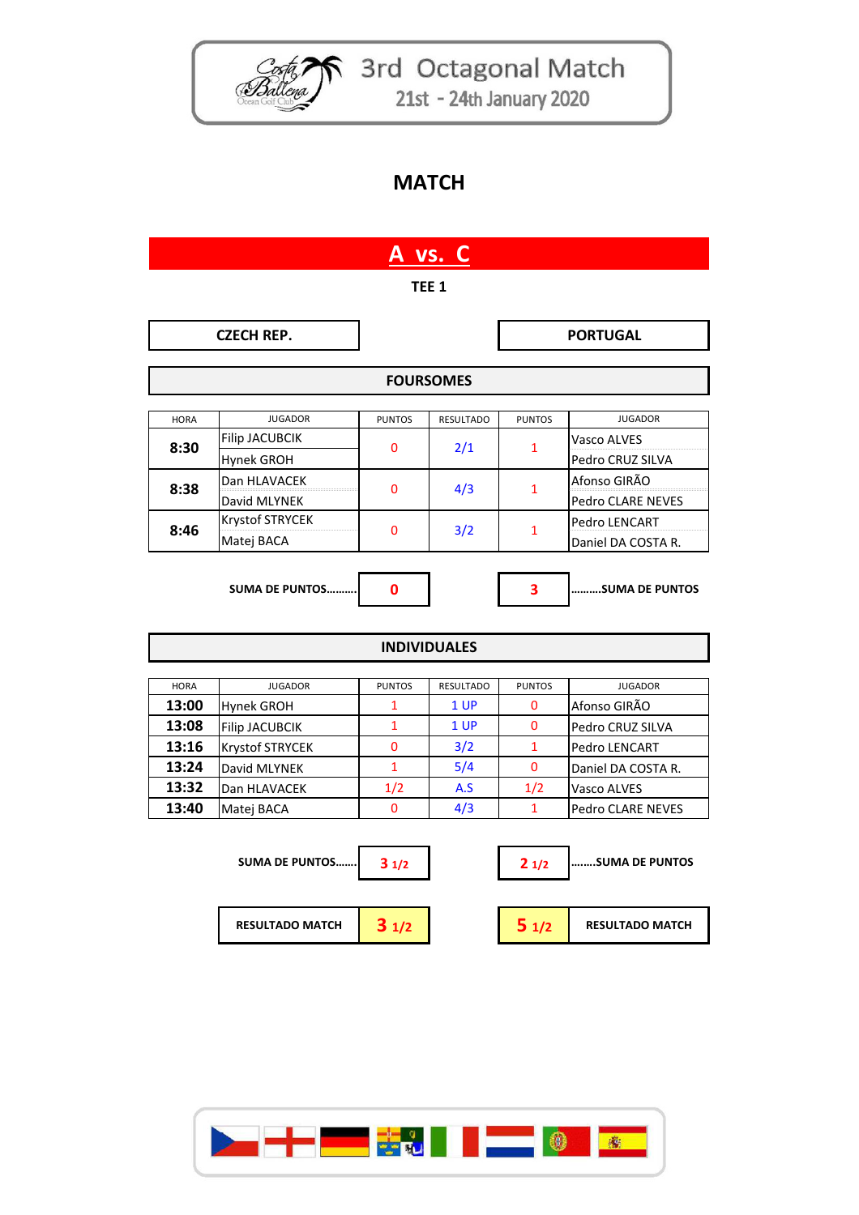# 3rd Octagonal Match

21st - 24th January 2020

## MATCH

## A vs. C

TEE 1

| CZECH REP. | | PORTUGAL |
|---|---|---|

### FOURSOMES

| HORA | JUGADOR | PUNTOS | RESULTADO | PUNTOS | JUGADOR |
|---|---|---|---|---|---|
| 8:30 | Filip JACUBCIK<br>Hynek GROH | 0 | 2/1 | 1 | Vasco ALVES<br>Pedro CRUZ SILVA |
| 8:38 | Dan HLAVACEK<br>David MLYNEK | 0 | 4/3 | 1 | Afonso GIRÃO<br>Pedro CLARE NEVES |
| 8:46 | Krystof STRYCEK<br>Matej BACA | 0 | 3/2 | 1 | Pedro LENCART<br>Daniel DA COSTA R. |

SUMA DE PUNTOS.......... **0** | **3** ..........SUMA DE PUNTOS

### INDIVIDUALES

| HORA | JUGADOR | PUNTOS | RESULTADO | PUNTOS | JUGADOR |
|---|---|---|---|---|---|
| 13:00 | Hynek GROH | 1 | 1 UP | 0 | Afonso GIRÃO |
| 13:08 | Filip JACUBCIK | 1 | 1 UP | 0 | Pedro CRUZ SILVA |
| 13:16 | Krystof STRYCEK | 0 | 3/2 | 1 | Pedro LENCART |
| 13:24 | David MLYNEK | 1 | 5/4 | 0 | Daniel DA COSTA R. |
| 13:32 | Dan HLAVACEK | 1/2 | A.S | 1/2 | Vasco ALVES |
| 13:40 | Matej BACA | 0 | 4/3 | 1 | Pedro CLARE NEVES |

SUMA DE PUNTOS....... **3 1/2** | **2 1/2** ........SUMA DE PUNTOS

RESULTADO MATCH **3 1/2** | **5 1/2** RESULTADO MATCH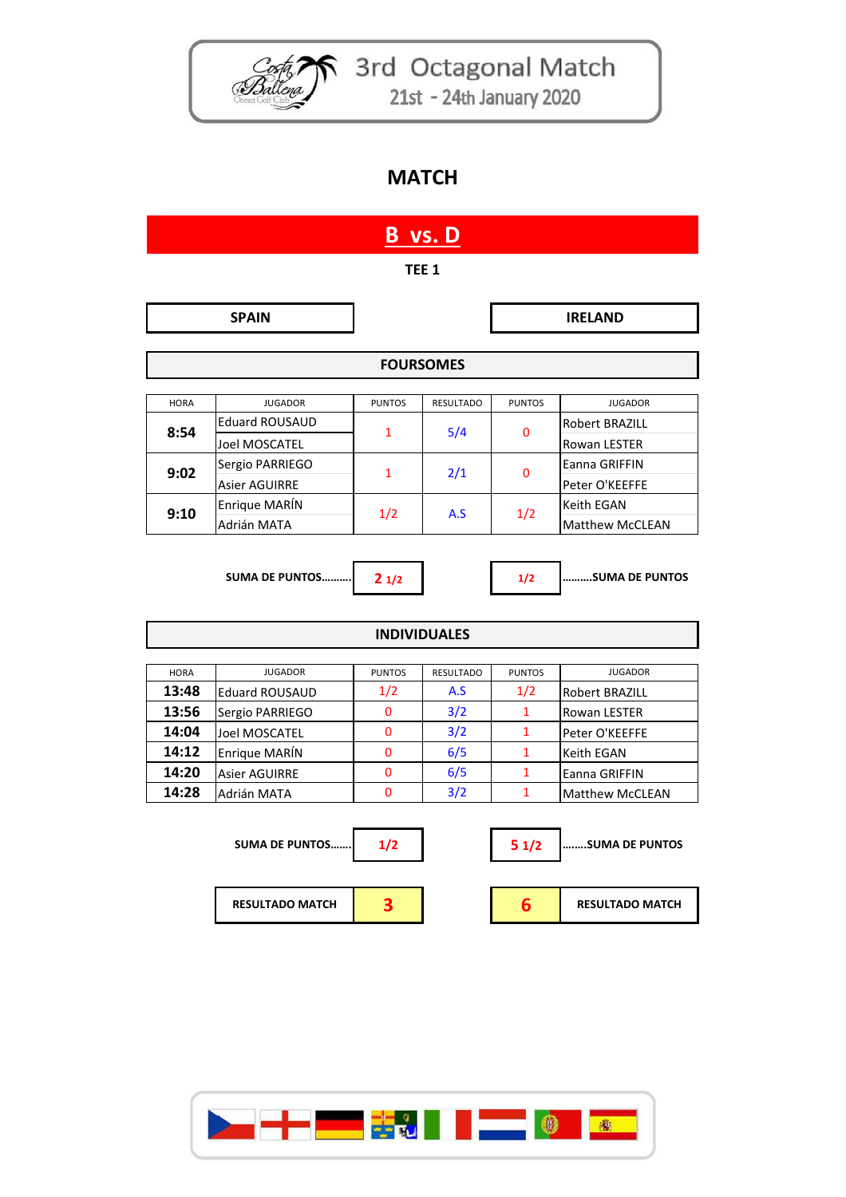# 3rd Octagonal Match

21st - 24th January 2020

## MATCH

## B vs. D

**TEE 1**

**SPAIN** | **IRELAND**

### FOURSOMES

| HORA | JUGADOR | PUNTOS | RESULTADO | PUNTOS | JUGADOR |
|---|---|---|---|---|---|
| 8:54 | Eduard ROUSAUD / Joel MOSCATEL | 1 | 5/4 | 0 | Robert BRAZILL / Rowan LESTER |
| 9:02 | Sergio PARRIEGO / Asier AGUIRRE | 1 | 2/1 | 0 | Eanna GRIFFIN / Peter O'KEEFFE |
| 9:10 | Enrique MARÍN / Adrián MATA | 1/2 | A.S | 1/2 | Keith EGAN / Matthew McCLEAN |

**SUMA DE PUNTOS..........** 2 1/2 | 1/2 **..........SUMA DE PUNTOS**

### INDIVIDUALES

| HORA | JUGADOR | PUNTOS | RESULTADO | PUNTOS | JUGADOR |
|---|---|---|---|---|---|
| 13:48 | Eduard ROUSAUD | 1/2 | A.S | 1/2 | Robert BRAZILL |
| 13:56 | Sergio PARRIEGO | 0 | 3/2 | 1 | Rowan LESTER |
| 14:04 | Joel MOSCATEL | 0 | 3/2 | 1 | Peter O'KEEFFE |
| 14:12 | Enrique MARÍN | 0 | 6/5 | 1 | Keith EGAN |
| 14:20 | Asier AGUIRRE | 0 | 6/5 | 1 | Eanna GRIFFIN |
| 14:28 | Adrián MATA | 0 | 3/2 | 1 | Matthew McCLEAN |

**SUMA DE PUNTOS.......** 1/2 | 5 1/2 **........SUMA DE PUNTOS**

**RESULTADO MATCH** 3 | 6 **RESULTADO MATCH**